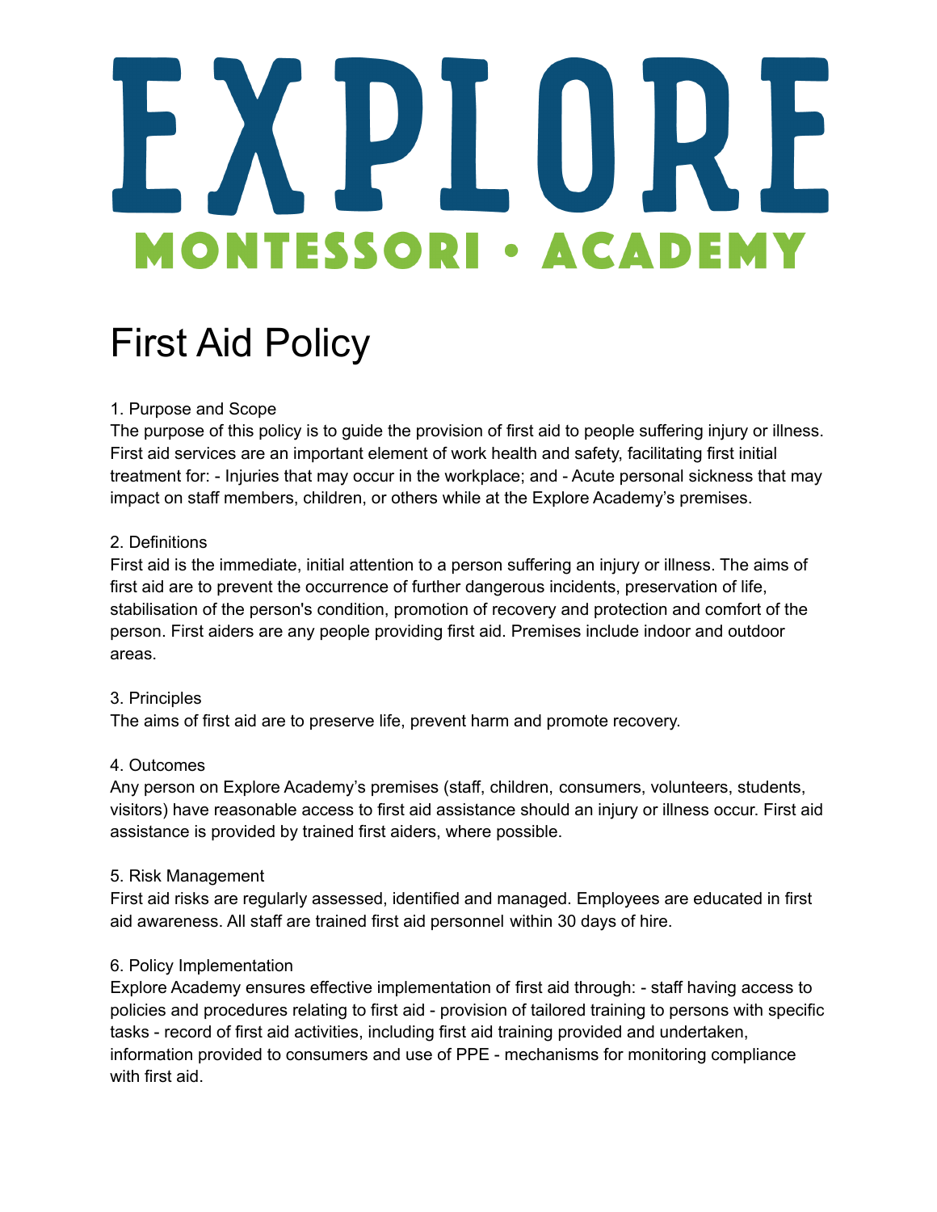# EXPLORE

**MONTESSORI • ACADEMY**

# First Aid Policy

1. Purpose and Scope

The purpose of this policy is to guide the provision of first aid to people suffering injury or illness. First aid services are an important element of work health and safety, facilitating first initial treatment for: - Injuries that may occur in the workplace; and - Acute personal sickness that may impact on staff members, children, or others while at the Explore Academy's premises.

2. Definitions

First aid is the immediate, initial attention to a person suffering an injury or illness. The aims of first aid are to prevent the occurrence of further dangerous incidents, preservation of life, stabilisation of the person's condition, promotion of recovery and protection and comfort of the person. First aiders are any people providing first aid. Premises include indoor and outdoor areas.

3. Principles

The aims of first aid are to preserve life, prevent harm and promote recovery.

4. Outcomes

Any person on Explore Academy's premises (staff, children, consumers, volunteers, students, visitors) have reasonable access to first aid assistance should an injury or illness occur. First aid assistance is provided by trained first aiders, where possible.

5. Risk Management

First aid risks are regularly assessed, identified and managed. Employees are educated in first aid awareness. All staff are trained first aid personnel within 30 days of hire.

6. Policy Implementation

Explore Academy ensures effective implementation of first aid through: - staff having access to policies and procedures relating to first aid - provision of tailored training to persons with specific tasks - record of first aid activities, including first aid training provided and undertaken, information provided to consumers and use of PPE - mechanisms for monitoring compliance with first aid.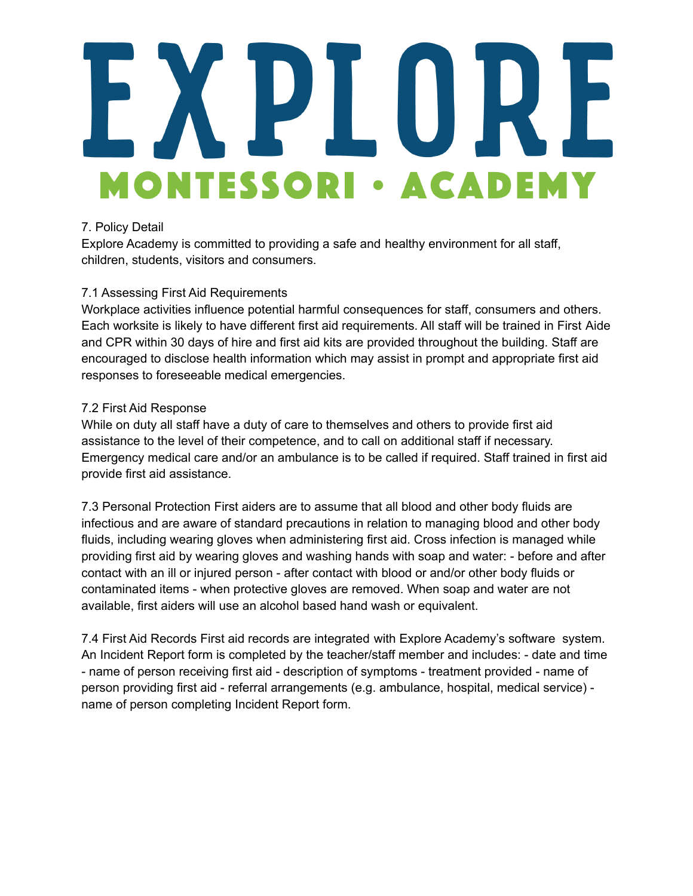# EXPLORE

## MONTESSORI • ACADEMY

7. Policy Detail

Explore Academy is committed to providing a safe and healthy environment for all staff, children, students, visitors and consumers.

7.1 Assessing First Aid Requirements

Workplace activities influence potential harmful consequences for staff, consumers and others. Each worksite is likely to have different first aid requirements. All staff will be trained in First Aide and CPR within 30 days of hire and first aid kits are provided throughout the building. Staff are encouraged to disclose health information which may assist in prompt and appropriate first aid responses to foreseeable medical emergencies.

7.2 First Aid Response

While on duty all staff have a duty of care to themselves and others to provide first aid assistance to the level of their competence, and to call on additional staff if necessary. Emergency medical care and/or an ambulance is to be called if required. Staff trained in first aid provide first aid assistance.

7.3 Personal Protection First aiders are to assume that all blood and other body fluids are infectious and are aware of standard precautions in relation to managing blood and other body fluids, including wearing gloves when administering first aid. Cross infection is managed while providing first aid by wearing gloves and washing hands with soap and water: - before and after contact with an ill or injured person - after contact with blood or and/or other body fluids or contaminated items - when protective gloves are removed. When soap and water are not available, first aiders will use an alcohol based hand wash or equivalent.

7.4 First Aid Records First aid records are integrated with Explore Academy's software system. An Incident Report form is completed by the teacher/staff member and includes: - date and time - name of person receiving first aid - description of symptoms - treatment provided - name of person providing first aid - referral arrangements (e.g. ambulance, hospital, medical service) - name of person completing Incident Report form.